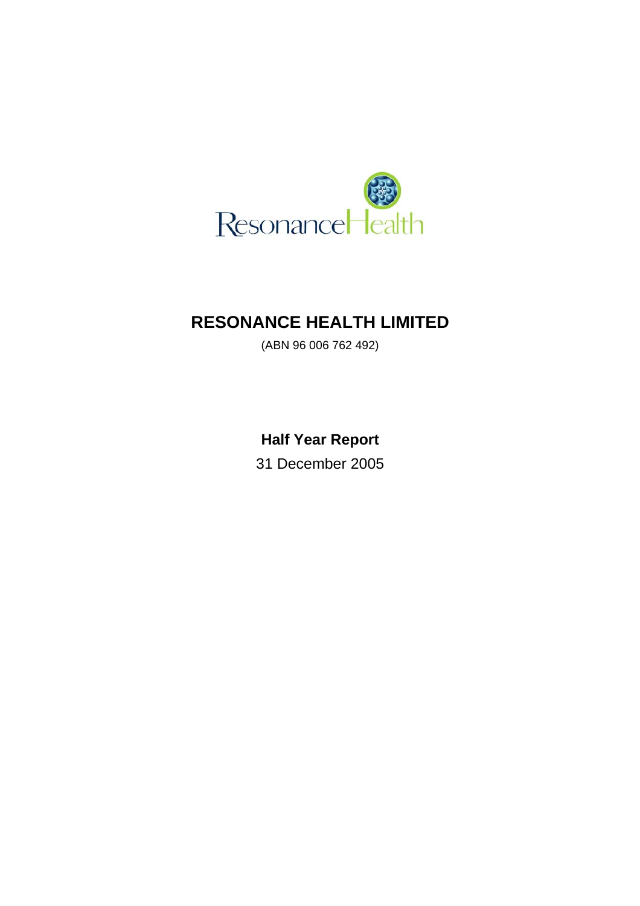# RESONANCE HEALTH LIMITED

(ABN 96 006 762 492)

**Half Year Report**

31 December 2005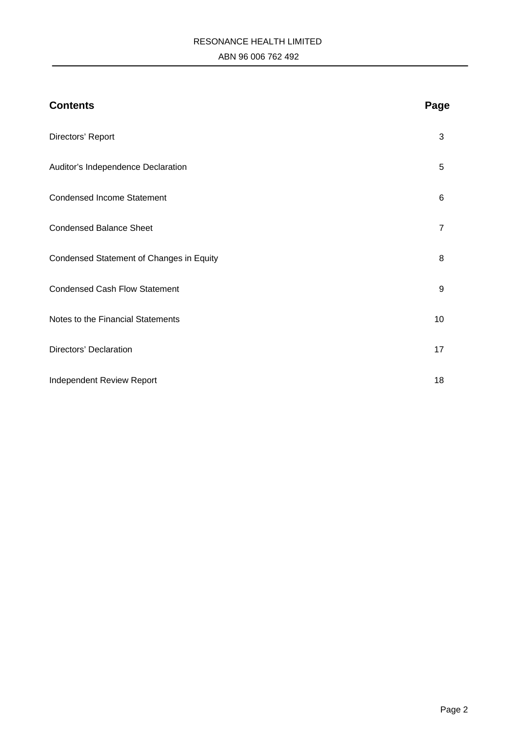| **Contents** | **Page** |
|---|---|
| Directors' Report | 3 |
| Auditor's Independence Declaration | 5 |
| Condensed Income Statement | 6 |
| Condensed Balance Sheet | 7 |
| Condensed Statement of Changes in Equity | 8 |
| Condensed Cash Flow Statement | 9 |
| Notes to the Financial Statements | 10 |
| Directors' Declaration | 17 |
| Independent Review Report | 18 |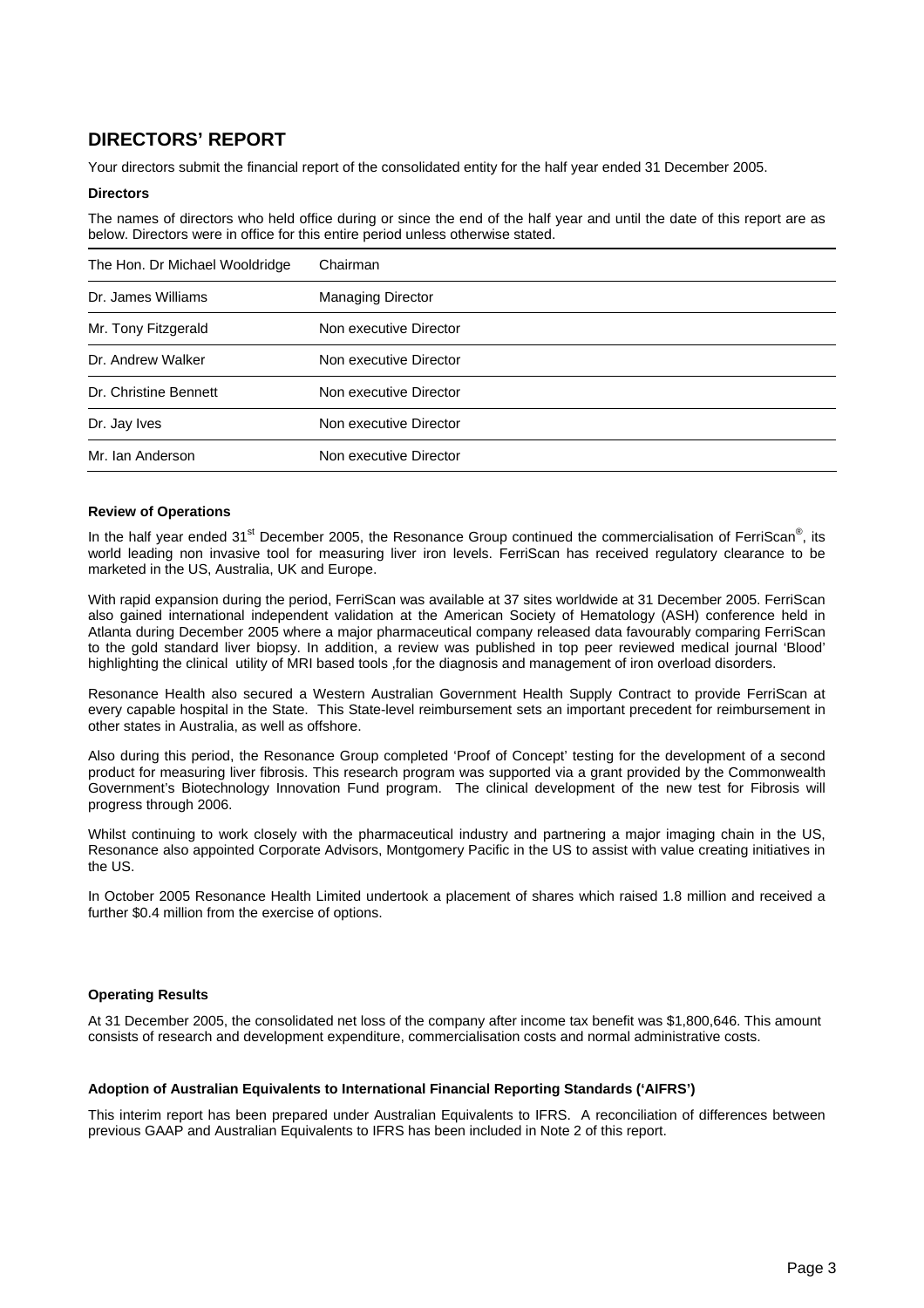# DIRECTORS' REPORT

Your directors submit the financial report of the consolidated entity for the half year ended 31 December 2005.

**Directors**

The names of directors who held office during or since the end of the half year and until the date of this report are as below. Directors were in office for this entire period unless otherwise stated.

| | |
|---|---|
| The Hon. Dr Michael Wooldridge | Chairman |
| Dr. James Williams | Managing Director |
| Mr. Tony Fitzgerald | Non executive Director |
| Dr. Andrew Walker | Non executive Director |
| Dr. Christine Bennett | Non executive Director |
| Dr. Jay Ives | Non executive Director |
| Mr. Ian Anderson | Non executive Director |

**Review of Operations**

In the half year ended 31st December 2005, the Resonance Group continued the commercialisation of FerriScan®, its world leading non invasive tool for measuring liver iron levels. FerriScan has received regulatory clearance to be marketed in the US, Australia, UK and Europe.

With rapid expansion during the period, FerriScan was available at 37 sites worldwide at 31 December 2005. FerriScan also gained international independent validation at the American Society of Hematology (ASH) conference held in Atlanta during December 2005 where a major pharmaceutical company released data favourably comparing FerriScan to the gold standard liver biopsy. In addition, a review was published in top peer reviewed medical journal 'Blood' highlighting the clinical utility of MRI based tools ,for the diagnosis and management of iron overload disorders.

Resonance Health also secured a Western Australian Government Health Supply Contract to provide FerriScan at every capable hospital in the State. This State-level reimbursement sets an important precedent for reimbursement in other states in Australia, as well as offshore.

Also during this period, the Resonance Group completed 'Proof of Concept' testing for the development of a second product for measuring liver fibrosis. This research program was supported via a grant provided by the Commonwealth Government's Biotechnology Innovation Fund program. The clinical development of the new test for Fibrosis will progress through 2006.

Whilst continuing to work closely with the pharmaceutical industry and partnering a major imaging chain in the US, Resonance also appointed Corporate Advisors, Montgomery Pacific in the US to assist with value creating initiatives in the US.

In October 2005 Resonance Health Limited undertook a placement of shares which raised 1.8 million and received a further $0.4 million from the exercise of options.

**Operating Results**

At 31 December 2005, the consolidated net loss of the company after income tax benefit was $1,800,646. This amount consists of research and development expenditure, commercialisation costs and normal administrative costs.

**Adoption of Australian Equivalents to International Financial Reporting Standards ('AIFRS')**

This interim report has been prepared under Australian Equivalents to IFRS. A reconciliation of differences between previous GAAP and Australian Equivalents to IFRS has been included in Note 2 of this report.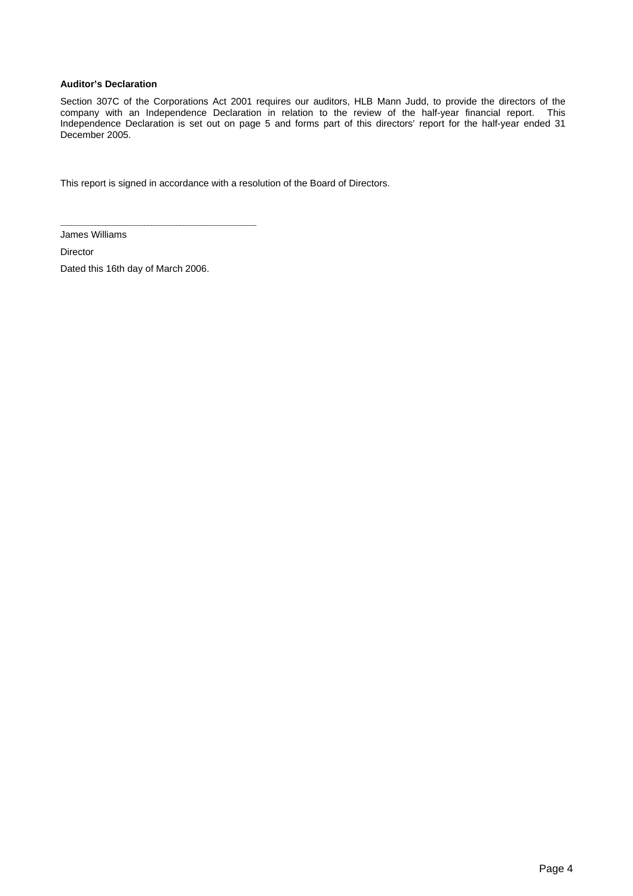**Auditor's Declaration**

Section 307C of the Corporations Act 2001 requires our auditors, HLB Mann Judd, to provide the directors of the company with an Independence Declaration in relation to the review of the half-year financial report. This Independence Declaration is set out on page 5 and forms part of this directors' report for the half-year ended 31 December 2005.

This report is signed in accordance with a resolution of the Board of Directors.

.......................................................................

James Williams

Director

Dated this 16th day of March 2006.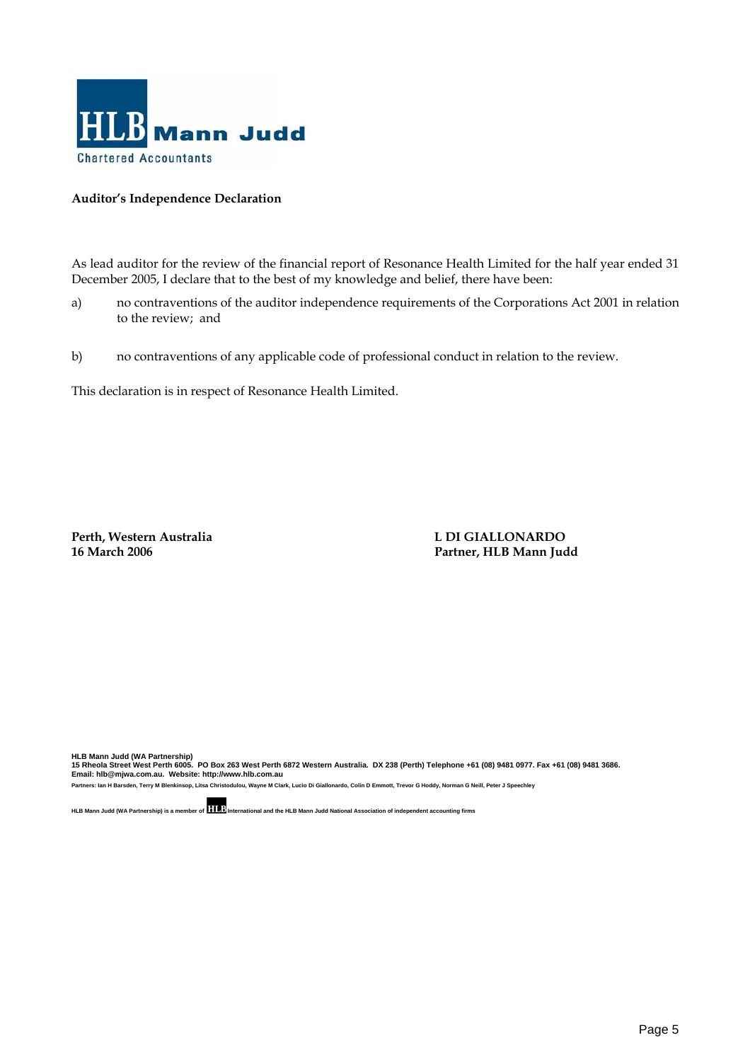HLB Mann Judd

Chartered Accountants

**Auditor's Independence Declaration**

As lead auditor for the review of the financial report of Resonance Health Limited for the half year ended 31 December 2005, I declare that to the best of my knowledge and belief, there have been:

a) no contraventions of the auditor independence requirements of the Corporations Act 2001 in relation to the review; and

b) no contraventions of any applicable code of professional conduct in relation to the review.

This declaration is in respect of Resonance Health Limited.

**Perth, Western Australia**
**16 March 2006**

**L DI GIALLONARDO**
**Partner, HLB Mann Judd**

**HLB Mann Judd (WA Partnership)**
**15 Rheola Street West Perth 6005. PO Box 263 West Perth 6872 Western Australia. DX 238 (Perth) Telephone +61 (08) 9481 0977. Fax +61 (08) 9481 3686.**
**Email: hlb@mjwa.com.au. Website: http://www.hlb.com.au**
**Partners: Ian H Barsden, Terry M Blenkinsop, Litsa Christodulou, Wayne M Clark, Lucio Di Giallonardo, Colin D Emmott, Trevor G Hoddy, Norman G Neill, Peter J Speechley**

**HLB Mann Judd (WA Partnership) is a member of HLB International and the HLB Mann Judd National Association of independent accounting firms**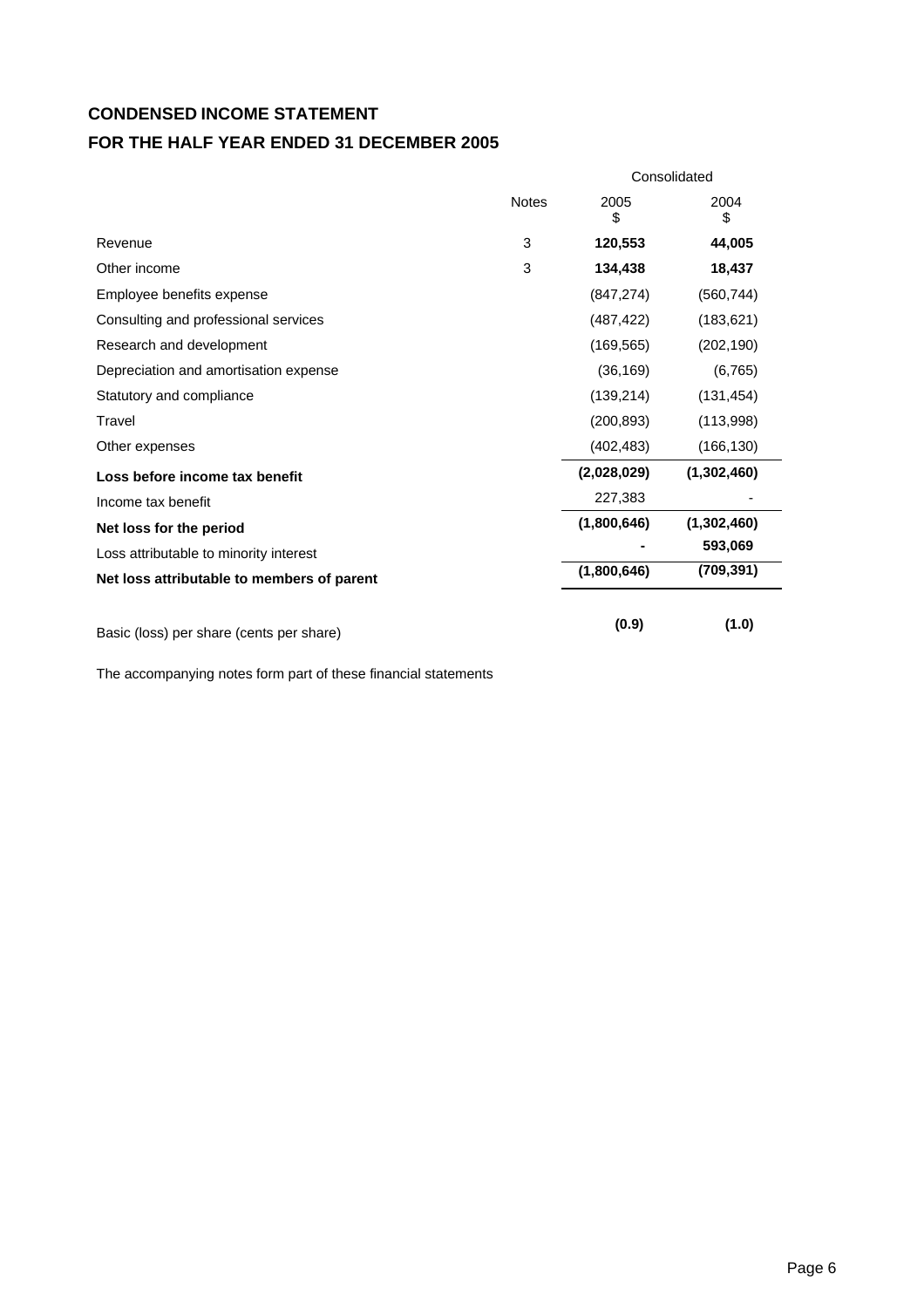# CONDENSED INCOME STATEMENT

## FOR THE HALF YEAR ENDED 31 DECEMBER 2005

| | Notes | Consolidated 2005 $ | Consolidated 2004 $ |
|---|---|---|---|
| Revenue | 3 | **120,553** | **44,005** |
| Other income | 3 | **134,438** | **18,437** |
| Employee benefits expense | | (847,274) | (560,744) |
| Consulting and professional services | | (487,422) | (183,621) |
| Research and development | | (169,565) | (202,190) |
| Depreciation and amortisation expense | | (36,169) | (6,765) |
| Statutory and compliance | | (139,214) | (131,454) |
| Travel | | (200,893) | (113,998) |
| Other expenses | | (402,483) | (166,130) |
| **Loss before income tax benefit** | | **(2,028,029)** | **(1,302,460)** |
| Income tax benefit | | 227,383 | - |
| **Net loss for the period** | | **(1,800,646)** | **(1,302,460)** |
| Loss attributable to minority interest | | **-** | **593,069** |
| **Net loss attributable to members of parent** | | **(1,800,646)** | **(709,391)** |
| Basic (loss) per share (cents per share) | | **(0.9)** | **(1.0)** |

The accompanying notes form part of these financial statements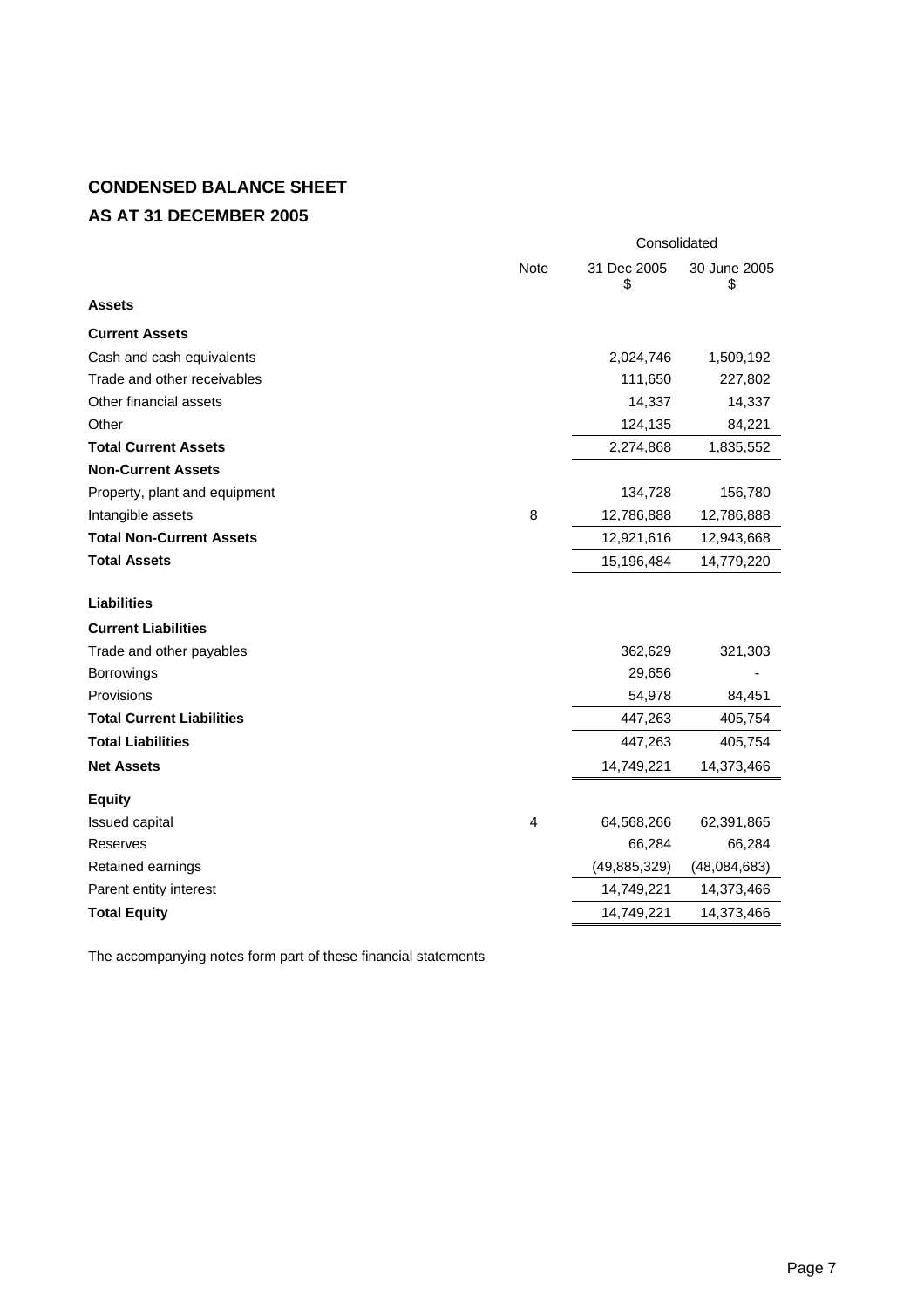# CONDENSED BALANCE SHEET

## AS AT 31 DECEMBER 2005

| | Note | Consolidated | |
|---|---|---|---|
| | | 31 Dec 2005<br>$ | 30 June 2005<br>$ |
| **Assets** | | | |
| **Current Assets** | | | |
| Cash and cash equivalents | | 2,024,746 | 1,509,192 |
| Trade and other receivables | | 111,650 | 227,802 |
| Other financial assets | | 14,337 | 14,337 |
| Other | | 124,135 | 84,221 |
| **Total Current Assets** | | 2,274,868 | 1,835,552 |
| **Non-Current Assets** | | | |
| Property, plant and equipment | | 134,728 | 156,780 |
| Intangible assets | 8 | 12,786,888 | 12,786,888 |
| **Total Non-Current Assets** | | 12,921,616 | 12,943,668 |
| **Total Assets** | | 15,196,484 | 14,779,220 |
| **Liabilities** | | | |
| **Current Liabilities** | | | |
| Trade and other payables | | 362,629 | 321,303 |
| Borrowings | | 29,656 | - |
| Provisions | | 54,978 | 84,451 |
| **Total Current Liabilities** | | 447,263 | 405,754 |
| **Total Liabilities** | | 447,263 | 405,754 |
| **Net Assets** | | 14,749,221 | 14,373,466 |
| **Equity** | | | |
| Issued capital | 4 | 64,568,266 | 62,391,865 |
| Reserves | | 66,284 | 66,284 |
| Retained earnings | | (49,885,329) | (48,084,683) |
| Parent entity interest | | 14,749,221 | 14,373,466 |
| **Total Equity** | | 14,749,221 | 14,373,466 |

The accompanying notes form part of these financial statements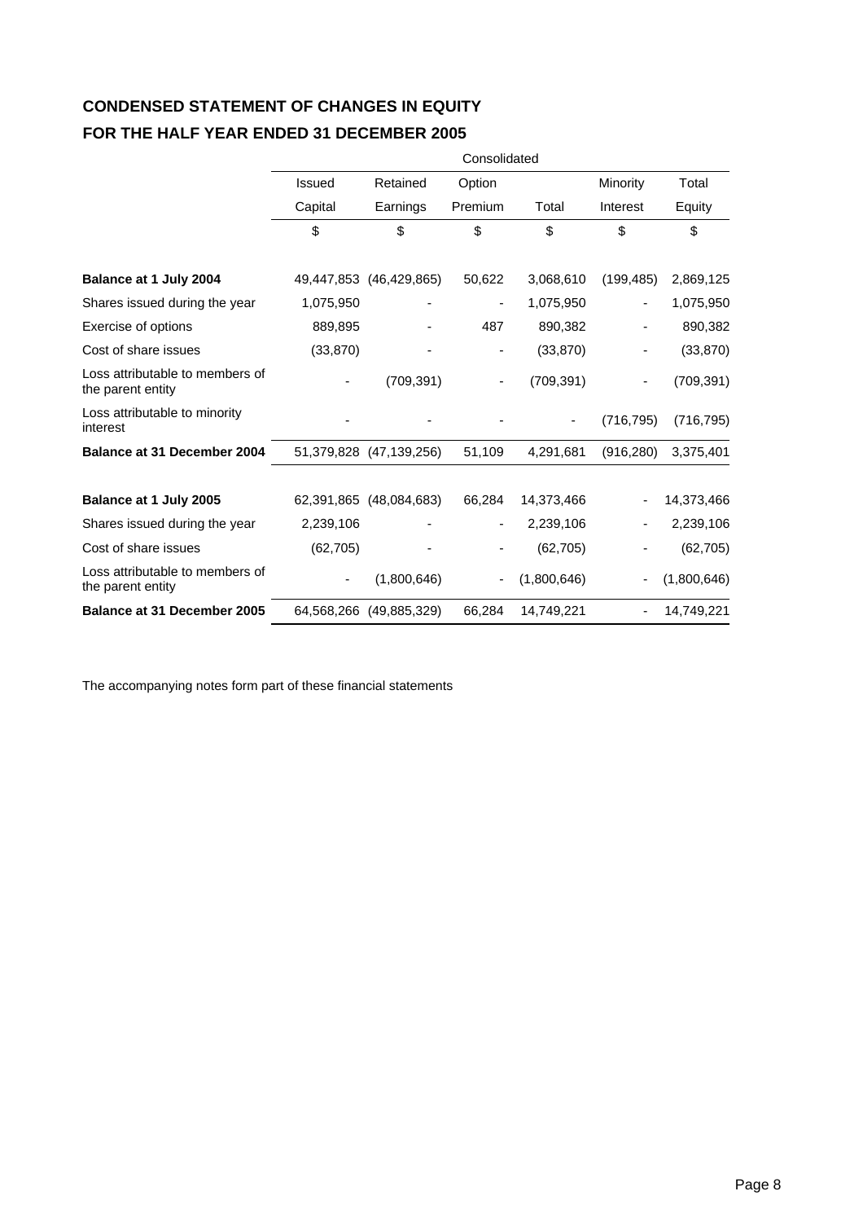## CONDENSED STATEMENT OF CHANGES IN EQUITY

## FOR THE HALF YEAR ENDED 31 DECEMBER 2005

| | Consolidated | | | | | |
|---|---|---|---|---|---|---|
| | Issued Capital | Retained Earnings | Option Premium | Total | Minority Interest | Total Equity |
| | $ | $ | $ | $ | $ | $ |
| **Balance at 1 July 2004** | 49,447,853 | (46,429,865) | 50,622 | 3,068,610 | (199,485) | 2,869,125 |
| Shares issued during the year | 1,075,950 | - | - | 1,075,950 | - | 1,075,950 |
| Exercise of options | 889,895 | - | 487 | 890,382 | - | 890,382 |
| Cost of share issues | (33,870) | - | - | (33,870) | - | (33,870) |
| Loss attributable to members of the parent entity | - | (709,391) | - | (709,391) | - | (709,391) |
| Loss attributable to minority interest | - | - | - | - | (716,795) | (716,795) |
| **Balance at 31 December 2004** | 51,379,828 | (47,139,256) | 51,109 | 4,291,681 | (916,280) | 3,375,401 |
| | | | | | | |
| **Balance at 1 July 2005** | 62,391,865 | (48,084,683) | 66,284 | 14,373,466 | - | 14,373,466 |
| Shares issued during the year | 2,239,106 | - | - | 2,239,106 | - | 2,239,106 |
| Cost of share issues | (62,705) | - | - | (62,705) | - | (62,705) |
| Loss attributable to members of the parent entity | - | (1,800,646) | - | (1,800,646) | - | (1,800,646) |
| **Balance at 31 December 2005** | 64,568,266 | (49,885,329) | 66,284 | 14,749,221 | - | 14,749,221 |

The accompanying notes form part of these financial statements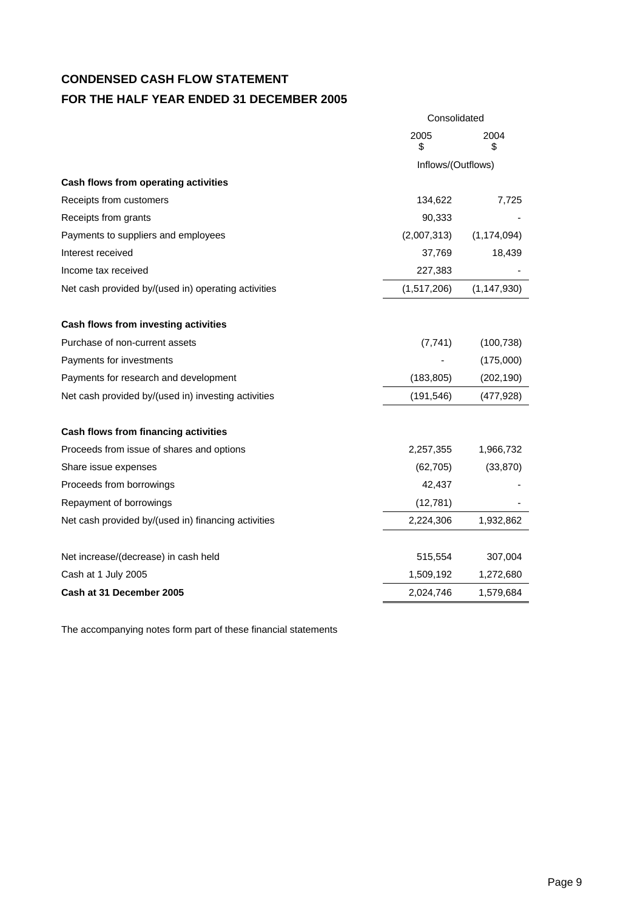# CONDENSED CASH FLOW STATEMENT

## FOR THE HALF YEAR ENDED 31 DECEMBER 2005

| | Consolidated | |
|---|---|---|
| | 2005<br>$ | 2004<br>$ |
| | Inflows/(Outflows) | |
| **Cash flows from operating activities** | | |
| Receipts from customers | 134,622 | 7,725 |
| Receipts from grants | 90,333 | - |
| Payments to suppliers and employees | (2,007,313) | (1,174,094) |
| Interest received | 37,769 | 18,439 |
| Income tax received | 227,383 | - |
| Net cash provided by/(used in) operating activities | (1,517,206) | (1,147,930) |
| | | |
| **Cash flows from investing activities** | | |
| Purchase of non-current assets | (7,741) | (100,738) |
| Payments for investments | - | (175,000) |
| Payments for research and development | (183,805) | (202,190) |
| Net cash provided by/(used in) investing activities | (191,546) | (477,928) |
| | | |
| **Cash flows from financing activities** | | |
| Proceeds from issue of shares and options | 2,257,355 | 1,966,732 |
| Share issue expenses | (62,705) | (33,870) |
| Proceeds from borrowings | 42,437 | - |
| Repayment of borrowings | (12,781) | - |
| Net cash provided by/(used in) financing activities | 2,224,306 | 1,932,862 |
| | | |
| Net increase/(decrease) in cash held | 515,554 | 307,004 |
| Cash at 1 July 2005 | 1,509,192 | 1,272,680 |
| **Cash at 31 December 2005** | 2,024,746 | 1,579,684 |

The accompanying notes form part of these financial statements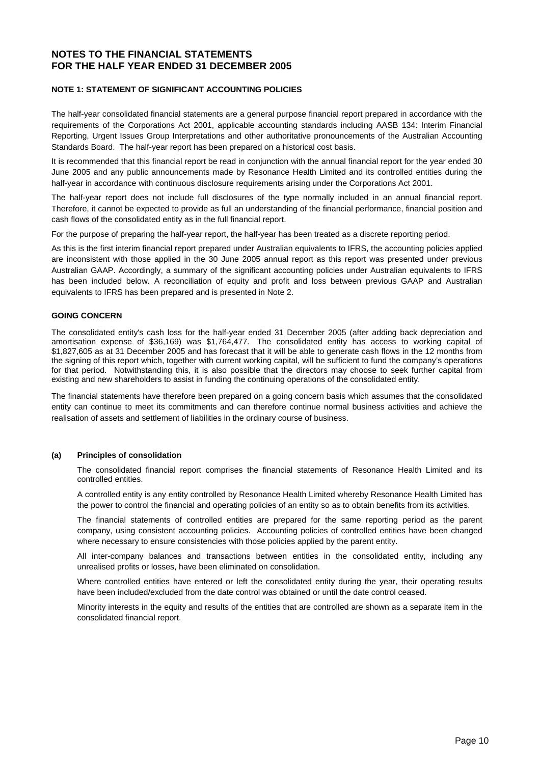# NOTES TO THE FINANCIAL STATEMENTS
# FOR THE HALF YEAR ENDED 31 DECEMBER 2005

## NOTE 1: STATEMENT OF SIGNIFICANT ACCOUNTING POLICIES

The half-year consolidated financial statements are a general purpose financial report prepared in accordance with the requirements of the Corporations Act 2001, applicable accounting standards including AASB 134: Interim Financial Reporting, Urgent Issues Group Interpretations and other authoritative pronouncements of the Australian Accounting Standards Board. The half-year report has been prepared on a historical cost basis.

It is recommended that this financial report be read in conjunction with the annual financial report for the year ended 30 June 2005 and any public announcements made by Resonance Health Limited and its controlled entities during the half-year in accordance with continuous disclosure requirements arising under the Corporations Act 2001.

The half-year report does not include full disclosures of the type normally included in an annual financial report. Therefore, it cannot be expected to provide as full an understanding of the financial performance, financial position and cash flows of the consolidated entity as in the full financial report.

For the purpose of preparing the half-year report, the half-year has been treated as a discrete reporting period.

As this is the first interim financial report prepared under Australian equivalents to IFRS, the accounting policies applied are inconsistent with those applied in the 30 June 2005 annual report as this report was presented under previous Australian GAAP. Accordingly, a summary of the significant accounting policies under Australian equivalents to IFRS has been included below. A reconciliation of equity and profit and loss between previous GAAP and Australian equivalents to IFRS has been prepared and is presented in Note 2.

### GOING CONCERN

The consolidated entity's cash loss for the half-year ended 31 December 2005 (after adding back depreciation and amortisation expense of $36,169) was $1,764,477. The consolidated entity has access to working capital of $1,827,605 as at 31 December 2005 and has forecast that it will be able to generate cash flows in the 12 months from the signing of this report which, together with current working capital, will be sufficient to fund the company's operations for that period. Notwithstanding this, it is also possible that the directors may choose to seek further capital from existing and new shareholders to assist in funding the continuing operations of the consolidated entity.

The financial statements have therefore been prepared on a going concern basis which assumes that the consolidated entity can continue to meet its commitments and can therefore continue normal business activities and achieve the realisation of assets and settlement of liabilities in the ordinary course of business.

### (a) Principles of consolidation

The consolidated financial report comprises the financial statements of Resonance Health Limited and its controlled entities.

A controlled entity is any entity controlled by Resonance Health Limited whereby Resonance Health Limited has the power to control the financial and operating policies of an entity so as to obtain benefits from its activities.

The financial statements of controlled entities are prepared for the same reporting period as the parent company, using consistent accounting policies. Accounting policies of controlled entities have been changed where necessary to ensure consistencies with those policies applied by the parent entity.

All inter-company balances and transactions between entities in the consolidated entity, including any unrealised profits or losses, have been eliminated on consolidation.

Where controlled entities have entered or left the consolidated entity during the year, their operating results have been included/excluded from the date control was obtained or until the date control ceased.

Minority interests in the equity and results of the entities that are controlled are shown as a separate item in the consolidated financial report.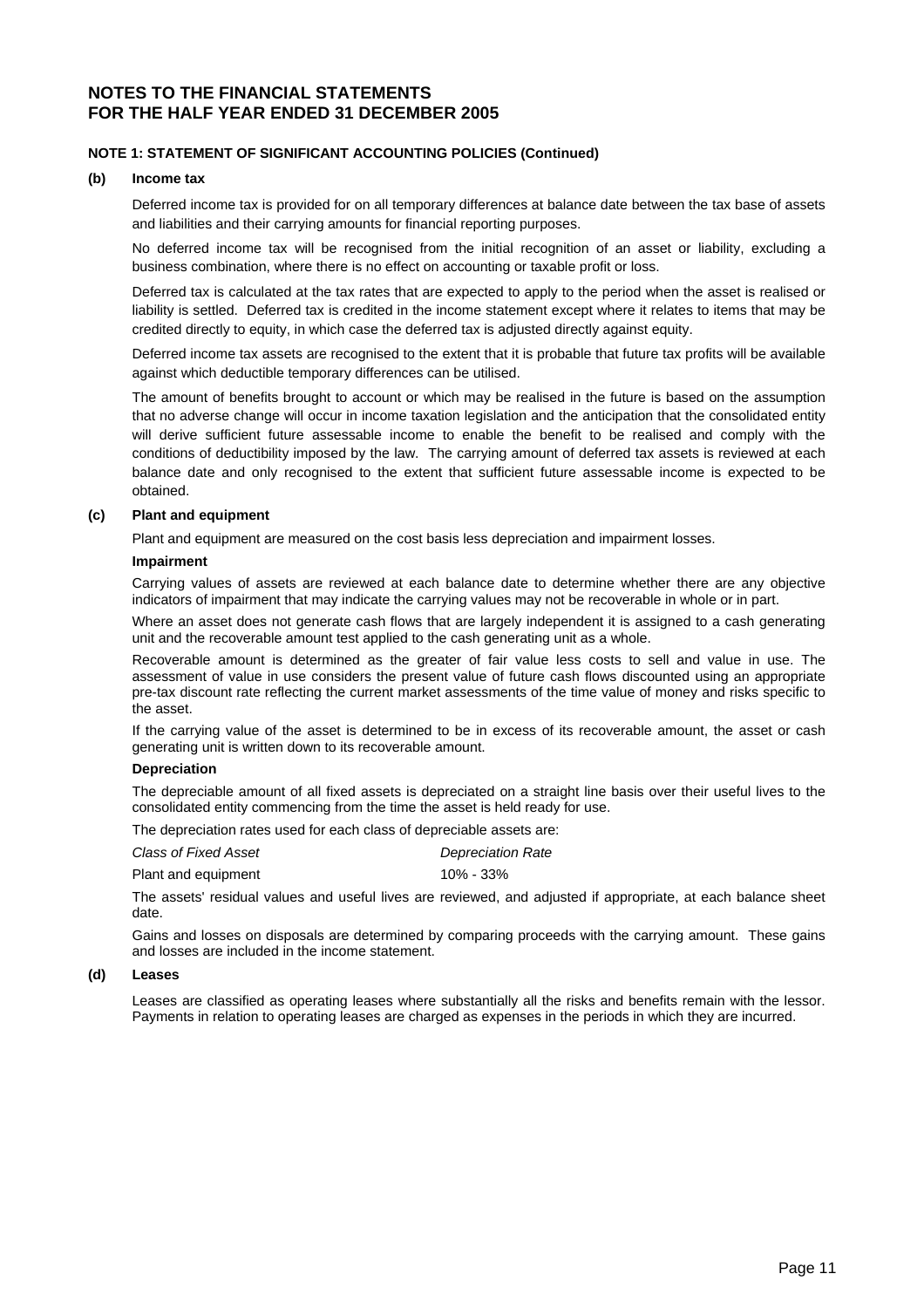# NOTES TO THE FINANCIAL STATEMENTS
# FOR THE HALF YEAR ENDED 31 DECEMBER 2005

**NOTE 1: STATEMENT OF SIGNIFICANT ACCOUNTING POLICIES (Continued)**

**(b) Income tax**

Deferred income tax is provided for on all temporary differences at balance date between the tax base of assets and liabilities and their carrying amounts for financial reporting purposes.

No deferred income tax will be recognised from the initial recognition of an asset or liability, excluding a business combination, where there is no effect on accounting or taxable profit or loss.

Deferred tax is calculated at the tax rates that are expected to apply to the period when the asset is realised or liability is settled. Deferred tax is credited in the income statement except where it relates to items that may be credited directly to equity, in which case the deferred tax is adjusted directly against equity.

Deferred income tax assets are recognised to the extent that it is probable that future tax profits will be available against which deductible temporary differences can be utilised.

The amount of benefits brought to account or which may be realised in the future is based on the assumption that no adverse change will occur in income taxation legislation and the anticipation that the consolidated entity will derive sufficient future assessable income to enable the benefit to be realised and comply with the conditions of deductibility imposed by the law. The carrying amount of deferred tax assets is reviewed at each balance date and only recognised to the extent that sufficient future assessable income is expected to be obtained.

**(c) Plant and equipment**

Plant and equipment are measured on the cost basis less depreciation and impairment losses.

**Impairment**

Carrying values of assets are reviewed at each balance date to determine whether there are any objective indicators of impairment that may indicate the carrying values may not be recoverable in whole or in part.

Where an asset does not generate cash flows that are largely independent it is assigned to a cash generating unit and the recoverable amount test applied to the cash generating unit as a whole.

Recoverable amount is determined as the greater of fair value less costs to sell and value in use. The assessment of value in use considers the present value of future cash flows discounted using an appropriate pre-tax discount rate reflecting the current market assessments of the time value of money and risks specific to the asset.

If the carrying value of the asset is determined to be in excess of its recoverable amount, the asset or cash generating unit is written down to its recoverable amount.

**Depreciation**

The depreciable amount of all fixed assets is depreciated on a straight line basis over their useful lives to the consolidated entity commencing from the time the asset is held ready for use.

The depreciation rates used for each class of depreciable assets are:

| *Class of Fixed Asset* | *Depreciation Rate* |
|---|---|
| Plant and equipment | 10% - 33% |

The assets' residual values and useful lives are reviewed, and adjusted if appropriate, at each balance sheet date.

Gains and losses on disposals are determined by comparing proceeds with the carrying amount. These gains and losses are included in the income statement.

**(d) Leases**

Leases are classified as operating leases where substantially all the risks and benefits remain with the lessor. Payments in relation to operating leases are charged as expenses in the periods in which they are incurred.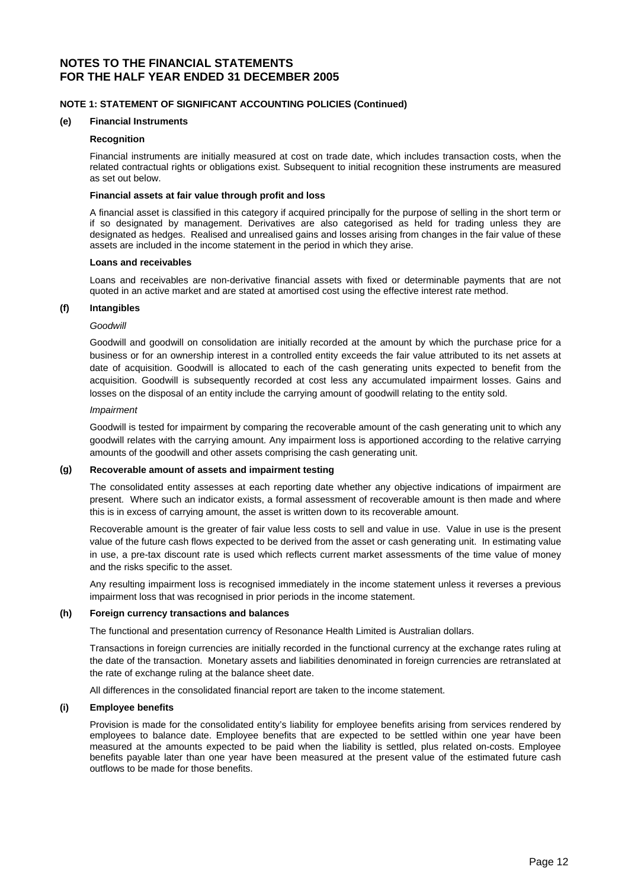# NOTES TO THE FINANCIAL STATEMENTS
# FOR THE HALF YEAR ENDED 31 DECEMBER 2005

## NOTE 1: STATEMENT OF SIGNIFICANT ACCOUNTING POLICIES (Continued)

### (e) Financial Instruments

**Recognition**

Financial instruments are initially measured at cost on trade date, which includes transaction costs, when the related contractual rights or obligations exist. Subsequent to initial recognition these instruments are measured as set out below.

**Financial assets at fair value through profit and loss**

A financial asset is classified in this category if acquired principally for the purpose of selling in the short term or if so designated by management. Derivatives are also categorised as held for trading unless they are designated as hedges. Realised and unrealised gains and losses arising from changes in the fair value of these assets are included in the income statement in the period in which they arise.

**Loans and receivables**

Loans and receivables are non-derivative financial assets with fixed or determinable payments that are not quoted in an active market and are stated at amortised cost using the effective interest rate method.

### (f) Intangibles

*Goodwill*

Goodwill and goodwill on consolidation are initially recorded at the amount by which the purchase price for a business or for an ownership interest in a controlled entity exceeds the fair value attributed to its net assets at date of acquisition. Goodwill is allocated to each of the cash generating units expected to benefit from the acquisition. Goodwill is subsequently recorded at cost less any accumulated impairment losses. Gains and losses on the disposal of an entity include the carrying amount of goodwill relating to the entity sold.

*Impairment*

Goodwill is tested for impairment by comparing the recoverable amount of the cash generating unit to which any goodwill relates with the carrying amount. Any impairment loss is apportioned according to the relative carrying amounts of the goodwill and other assets comprising the cash generating unit.

### (g) Recoverable amount of assets and impairment testing

The consolidated entity assesses at each reporting date whether any objective indications of impairment are present. Where such an indicator exists, a formal assessment of recoverable amount is then made and where this is in excess of carrying amount, the asset is written down to its recoverable amount.

Recoverable amount is the greater of fair value less costs to sell and value in use. Value in use is the present value of the future cash flows expected to be derived from the asset or cash generating unit. In estimating value in use, a pre-tax discount rate is used which reflects current market assessments of the time value of money and the risks specific to the asset.

Any resulting impairment loss is recognised immediately in the income statement unless it reverses a previous impairment loss that was recognised in prior periods in the income statement.

### (h) Foreign currency transactions and balances

The functional and presentation currency of Resonance Health Limited is Australian dollars.

Transactions in foreign currencies are initially recorded in the functional currency at the exchange rates ruling at the date of the transaction. Monetary assets and liabilities denominated in foreign currencies are retranslated at the rate of exchange ruling at the balance sheet date.

All differences in the consolidated financial report are taken to the income statement.

### (i) Employee benefits

Provision is made for the consolidated entity's liability for employee benefits arising from services rendered by employees to balance date. Employee benefits that are expected to be settled within one year have been measured at the amounts expected to be paid when the liability is settled, plus related on-costs. Employee benefits payable later than one year have been measured at the present value of the estimated future cash outflows to be made for those benefits.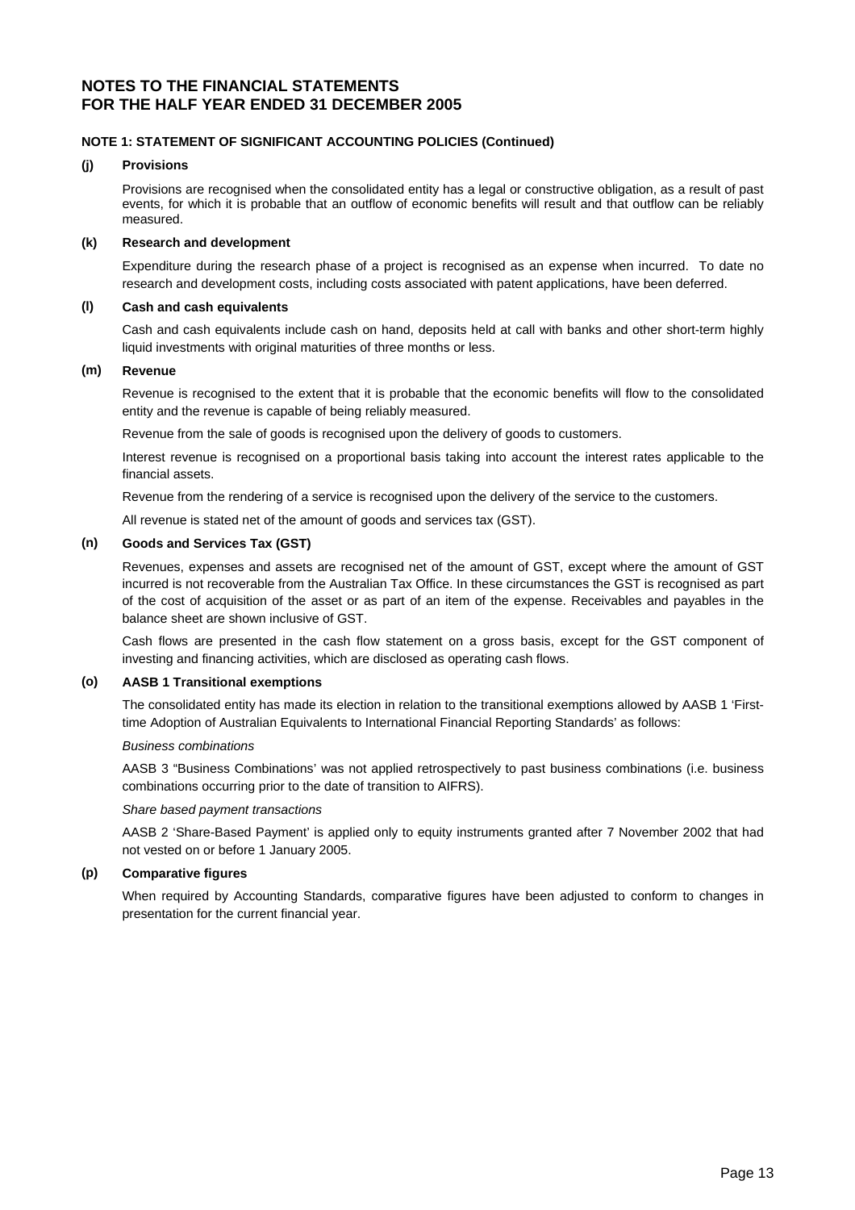# NOTES TO THE FINANCIAL STATEMENTS FOR THE HALF YEAR ENDED 31 DECEMBER 2005

## NOTE 1: STATEMENT OF SIGNIFICANT ACCOUNTING POLICIES (Continued)

### (j) Provisions

Provisions are recognised when the consolidated entity has a legal or constructive obligation, as a result of past events, for which it is probable that an outflow of economic benefits will result and that outflow can be reliably measured.

### (k) Research and development

Expenditure during the research phase of a project is recognised as an expense when incurred. To date no research and development costs, including costs associated with patent applications, have been deferred.

### (l) Cash and cash equivalents

Cash and cash equivalents include cash on hand, deposits held at call with banks and other short-term highly liquid investments with original maturities of three months or less.

### (m) Revenue

Revenue is recognised to the extent that it is probable that the economic benefits will flow to the consolidated entity and the revenue is capable of being reliably measured.

Revenue from the sale of goods is recognised upon the delivery of goods to customers.

Interest revenue is recognised on a proportional basis taking into account the interest rates applicable to the financial assets.

Revenue from the rendering of a service is recognised upon the delivery of the service to the customers.

All revenue is stated net of the amount of goods and services tax (GST).

### (n) Goods and Services Tax (GST)

Revenues, expenses and assets are recognised net of the amount of GST, except where the amount of GST incurred is not recoverable from the Australian Tax Office. In these circumstances the GST is recognised as part of the cost of acquisition of the asset or as part of an item of the expense. Receivables and payables in the balance sheet are shown inclusive of GST.

Cash flows are presented in the cash flow statement on a gross basis, except for the GST component of investing and financing activities, which are disclosed as operating cash flows.

### (o) AASB 1 Transitional exemptions

The consolidated entity has made its election in relation to the transitional exemptions allowed by AASB 1 'First-time Adoption of Australian Equivalents to International Financial Reporting Standards' as follows:

*Business combinations*

AASB 3 "Business Combinations' was not applied retrospectively to past business combinations (i.e. business combinations occurring prior to the date of transition to AIFRS).

*Share based payment transactions*

AASB 2 'Share-Based Payment' is applied only to equity instruments granted after 7 November 2002 that had not vested on or before 1 January 2005.

### (p) Comparative figures

When required by Accounting Standards, comparative figures have been adjusted to conform to changes in presentation for the current financial year.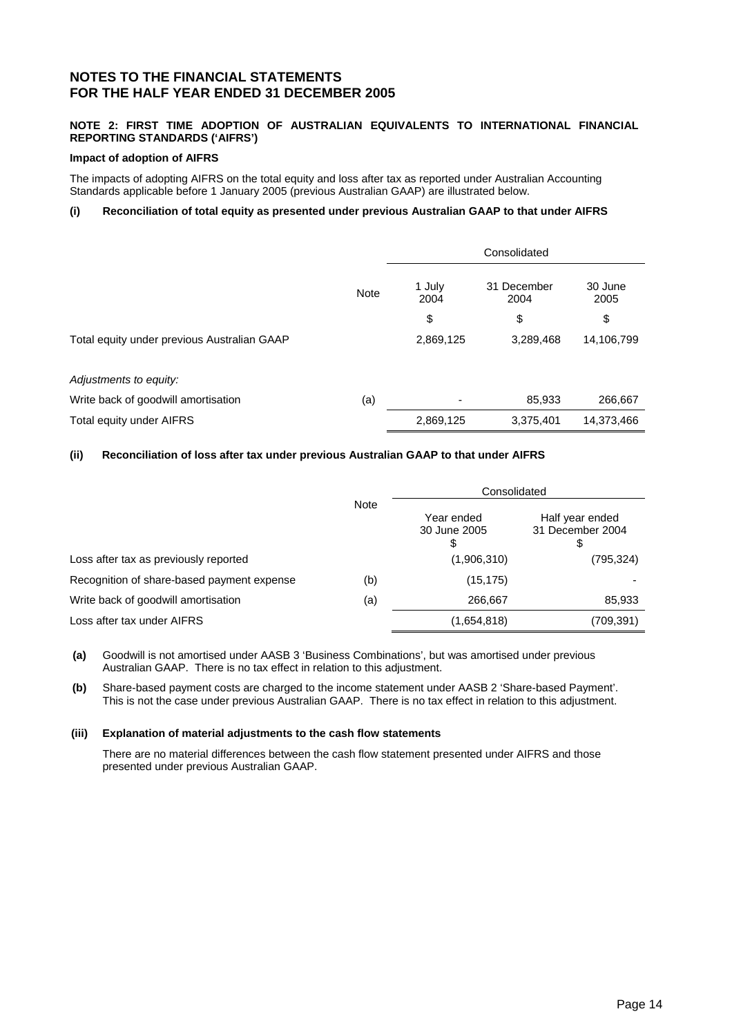# NOTES TO THE FINANCIAL STATEMENTS
# FOR THE HALF YEAR ENDED 31 DECEMBER 2005

### NOTE 2: FIRST TIME ADOPTION OF AUSTRALIAN EQUIVALENTS TO INTERNATIONAL FINANCIAL REPORTING STANDARDS ('AIFRS')

**Impact of adoption of AIFRS**

The impacts of adopting AIFRS on the total equity and loss after tax as reported under Australian Accounting Standards applicable before 1 January 2005 (previous Australian GAAP) are illustrated below.

**(i) Reconciliation of total equity as presented under previous Australian GAAP to that under AIFRS**

| | Note | Consolidated | | |
|---|---|---|---|---|
| | | 1 July 2004 | 31 December 2004 | 30 June 2005 |
| | | $ | $ | $ |
| Total equity under previous Australian GAAP | | 2,869,125 | 3,289,468 | 14,106,799 |
| *Adjustments to equity:* | | | | |
| Write back of goodwill amortisation | (a) | - | 85,933 | 266,667 |
| Total equity under AIFRS | | 2,869,125 | 3,375,401 | 14,373,466 |

**(ii) Reconciliation of loss after tax under previous Australian GAAP to that under AIFRS**

| | Note | Consolidated | |
|---|---|---|---|
| | | Year ended 30 June 2005 $ | Half year ended 31 December 2004 $ |
| Loss after tax as previously reported | | (1,906,310) | (795,324) |
| Recognition of share-based payment expense | (b) | (15,175) | - |
| Write back of goodwill amortisation | (a) | 266,667 | 85,933 |
| Loss after tax under AIFRS | | (1,654,818) | (709,391) |

**(a)** Goodwill is not amortised under AASB 3 'Business Combinations', but was amortised under previous Australian GAAP. There is no tax effect in relation to this adjustment.

**(b)** Share-based payment costs are charged to the income statement under AASB 2 'Share-based Payment'. This is not the case under previous Australian GAAP. There is no tax effect in relation to this adjustment.

**(iii) Explanation of material adjustments to the cash flow statements**

There are no material differences between the cash flow statement presented under AIFRS and those presented under previous Australian GAAP.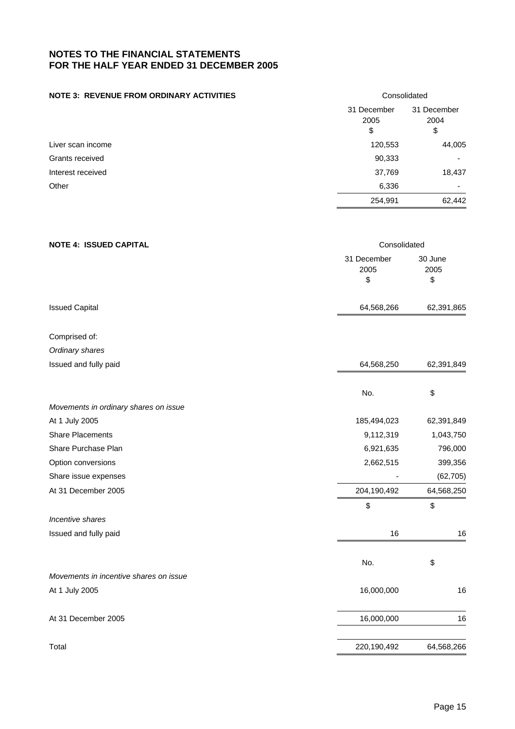# NOTES TO THE FINANCIAL STATEMENTS
# FOR THE HALF YEAR ENDED 31 DECEMBER 2005

## NOTE 3: REVENUE FROM ORDINARY ACTIVITIES

| | Consolidated | |
|---|---|---|
| | 31 December 2005 $ | 31 December 2004 $ |
| Liver scan income | 120,553 | 44,005 |
| Grants received | 90,333 | - |
| Interest received | 37,769 | 18,437 |
| Other | 6,336 | - |
| | 254,991 | 62,442 |

## NOTE 4: ISSUED CAPITAL

| | Consolidated | |
|---|---|---|
| | 31 December 2005 $ | 30 June 2005 $ |
| Issued Capital | 64,568,266 | 62,391,865 |
| Comprised of: | | |
| *Ordinary shares* | | |
| Issued and fully paid | 64,568,250 | 62,391,849 |
| | No. | $ |
| *Movements in ordinary shares on issue* | | |
| At 1 July 2005 | 185,494,023 | 62,391,849 |
| Share Placements | 9,112,319 | 1,043,750 |
| Share Purchase Plan | 6,921,635 | 796,000 |
| Option conversions | 2,662,515 | 399,356 |
| Share issue expenses | - | (62,705) |
| At 31 December 2005 | 204,190,492 | 64,568,250 |
| | $ | $ |
| *Incentive shares* | | |
| Issued and fully paid | 16 | 16 |
| | No. | $ |
| *Movements in incentive shares on issue* | | |
| At 1 July 2005 | 16,000,000 | 16 |
| At 31 December 2005 | 16,000,000 | 16 |
| Total | 220,190,492 | 64,568,266 |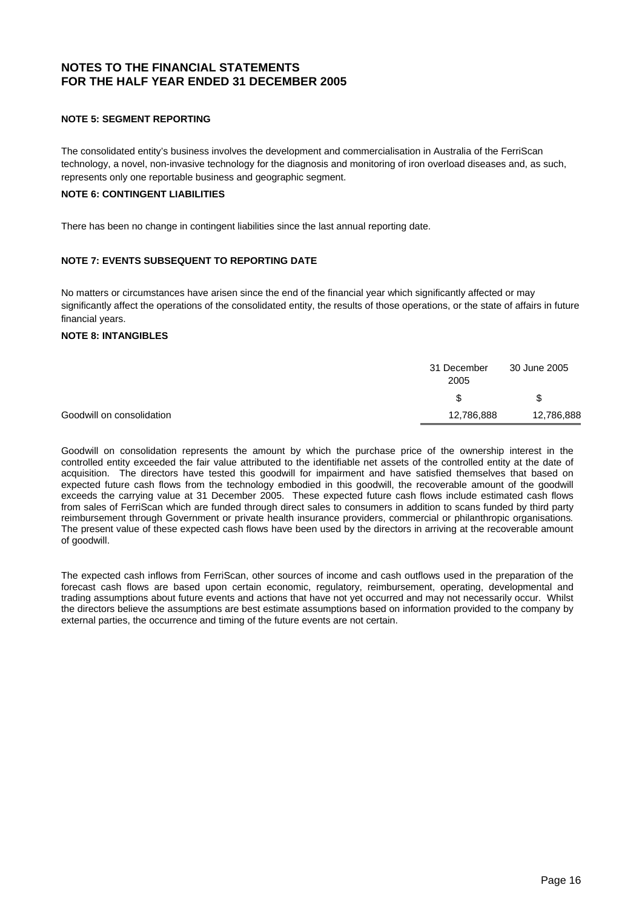# NOTES TO THE FINANCIAL STATEMENTS FOR THE HALF YEAR ENDED 31 DECEMBER 2005

### NOTE 5: SEGMENT REPORTING

The consolidated entity's business involves the development and commercialisation in Australia of the FerriScan technology, a novel, non-invasive technology for the diagnosis and monitoring of iron overload diseases and, as such, represents only one reportable business and geographic segment.

### NOTE 6: CONTINGENT LIABILITIES

There has been no change in contingent liabilities since the last annual reporting date.

### NOTE 7: EVENTS SUBSEQUENT TO REPORTING DATE

No matters or circumstances have arisen since the end of the financial year which significantly affected or may significantly affect the operations of the consolidated entity, the results of those operations, or the state of affairs in future financial years.

### NOTE 8: INTANGIBLES

| | 31 December 2005 | 30 June 2005 |
|---|---|---|
| | $ | $ |
| Goodwill on consolidation | 12,786,888 | 12,786,888 |

Goodwill on consolidation represents the amount by which the purchase price of the ownership interest in the controlled entity exceeded the fair value attributed to the identifiable net assets of the controlled entity at the date of acquisition. The directors have tested this goodwill for impairment and have satisfied themselves that based on expected future cash flows from the technology embodied in this goodwill, the recoverable amount of the goodwill exceeds the carrying value at 31 December 2005. These expected future cash flows include estimated cash flows from sales of FerriScan which are funded through direct sales to consumers in addition to scans funded by third party reimbursement through Government or private health insurance providers, commercial or philanthropic organisations. The present value of these expected cash flows have been used by the directors in arriving at the recoverable amount of goodwill.

The expected cash inflows from FerriScan, other sources of income and cash outflows used in the preparation of the forecast cash flows are based upon certain economic, regulatory, reimbursement, operating, developmental and trading assumptions about future events and actions that have not yet occurred and may not necessarily occur. Whilst the directors believe the assumptions are best estimate assumptions based on information provided to the company by external parties, the occurrence and timing of the future events are not certain.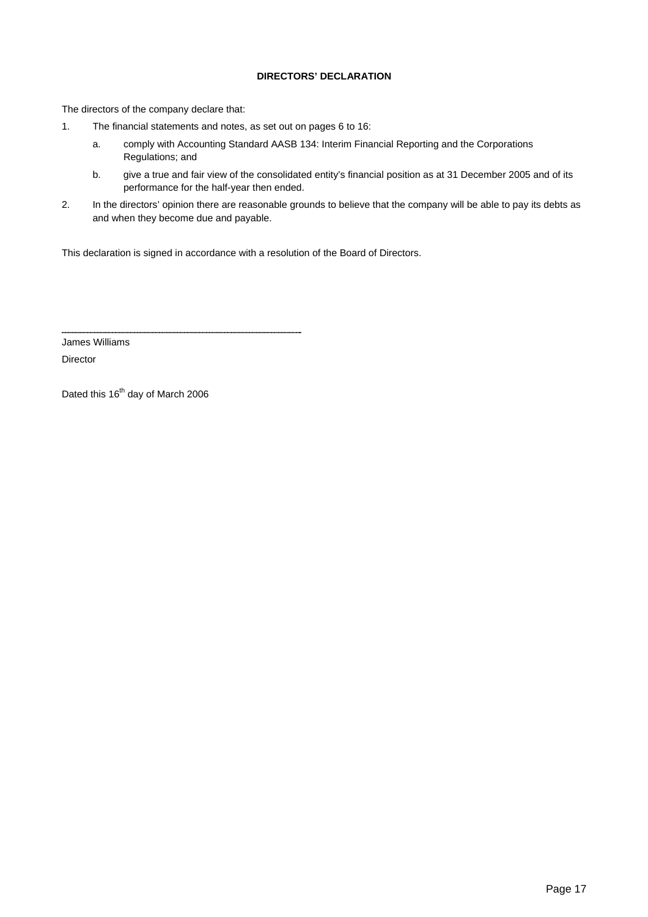**DIRECTORS' DECLARATION**

The directors of the company declare that:

1. The financial statements and notes, as set out on pages 6 to 16:
   a. comply with Accounting Standard AASB 134: Interim Financial Reporting and the Corporations Regulations; and
   b. give a true and fair view of the consolidated entity's financial position as at 31 December 2005 and of its performance for the half-year then ended.
2. In the directors' opinion there are reasonable grounds to believe that the company will be able to pay its debts as and when they become due and payable.

This declaration is signed in accordance with a resolution of the Board of Directors.

..................................................................

James Williams

Director

Dated this 16th day of March 2006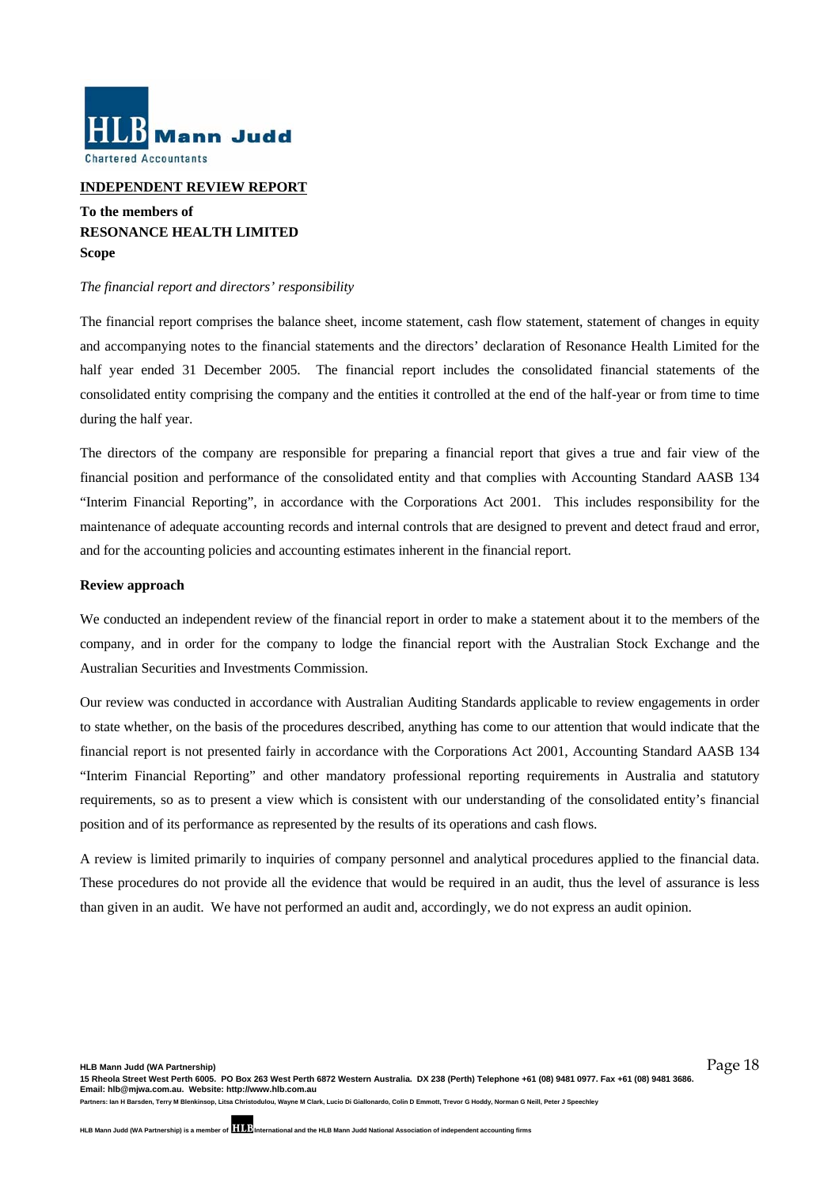HLB Mann Judd
Chartered Accountants

**INDEPENDENT REVIEW REPORT**

**To the members of**
**RESONANCE HEALTH LIMITED**
**Scope**

*The financial report and directors' responsibility*

The financial report comprises the balance sheet, income statement, cash flow statement, statement of changes in equity and accompanying notes to the financial statements and the directors' declaration of Resonance Health Limited for the half year ended 31 December 2005. The financial report includes the consolidated financial statements of the consolidated entity comprising the company and the entities it controlled at the end of the half-year or from time to time during the half year.

The directors of the company are responsible for preparing a financial report that gives a true and fair view of the financial position and performance of the consolidated entity and that complies with Accounting Standard AASB 134 "Interim Financial Reporting", in accordance with the Corporations Act 2001. This includes responsibility for the maintenance of adequate accounting records and internal controls that are designed to prevent and detect fraud and error, and for the accounting policies and accounting estimates inherent in the financial report.

**Review approach**

We conducted an independent review of the financial report in order to make a statement about it to the members of the company, and in order for the company to lodge the financial report with the Australian Stock Exchange and the Australian Securities and Investments Commission.

Our review was conducted in accordance with Australian Auditing Standards applicable to review engagements in order to state whether, on the basis of the procedures described, anything has come to our attention that would indicate that the financial report is not presented fairly in accordance with the Corporations Act 2001, Accounting Standard AASB 134 "Interim Financial Reporting" and other mandatory professional reporting requirements in Australia and statutory requirements, so as to present a view which is consistent with our understanding of the consolidated entity's financial position and of its performance as represented by the results of its operations and cash flows.

A review is limited primarily to inquiries of company personnel and analytical procedures applied to the financial data. These procedures do not provide all the evidence that would be required in an audit, thus the level of assurance is less than given in an audit. We have not performed an audit and, accordingly, we do not express an audit opinion.

**HLB Mann Judd (WA Partnership)**
**15 Rheola Street West Perth 6005. PO Box 263 West Perth 6872 Western Australia. DX 238 (Perth) Telephone +61 (08) 9481 0977. Fax +61 (08) 9481 3686.**
**Email: hlb@mjwa.com.au. Website: http://www.hlb.com.au**
Partners: Ian H Barsden, Terry M Blenkinsop, Litsa Christodulou, Wayne M Clark, Lucio Di Giallonardo, Colin D Emmott, Trevor G Hoddy, Norman G Neill, Peter J Speechley

HLB Mann Judd (WA Partnership) is a member of HLB International and the HLB Mann Judd National Association of independent accounting firms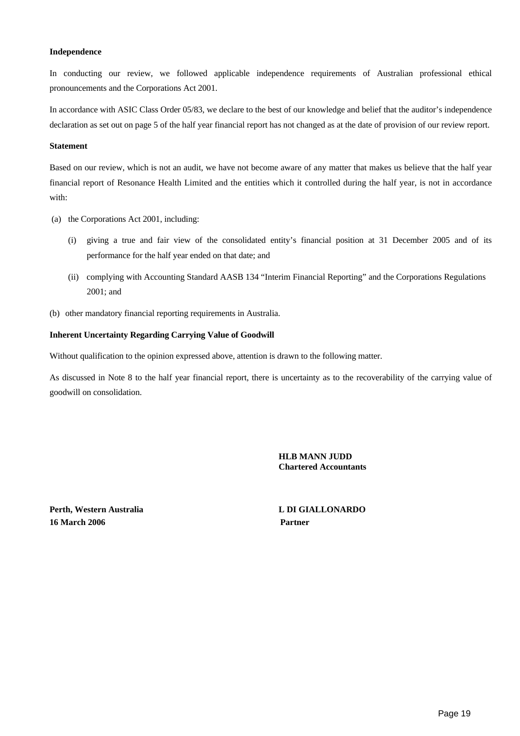**Independence**

In conducting our review, we followed applicable independence requirements of Australian professional ethical pronouncements and the Corporations Act 2001.

In accordance with ASIC Class Order 05/83, we declare to the best of our knowledge and belief that the auditor's independence declaration as set out on page 5 of the half year financial report has not changed as at the date of provision of our review report.

**Statement**

Based on our review, which is not an audit, we have not become aware of any matter that makes us believe that the half year financial report of Resonance Health Limited and the entities which it controlled during the half year, is not in accordance with:

(a) the Corporations Act 2001, including:

  (i) giving a true and fair view of the consolidated entity's financial position at 31 December 2005 and of its performance for the half year ended on that date; and

  (ii) complying with Accounting Standard AASB 134 "Interim Financial Reporting" and the Corporations Regulations 2001; and

(b) other mandatory financial reporting requirements in Australia.

**Inherent Uncertainty Regarding Carrying Value of Goodwill**

Without qualification to the opinion expressed above, attention is drawn to the following matter.

As discussed in Note 8 to the half year financial report, there is uncertainty as to the recoverability of the carrying value of goodwill on consolidation.

**HLB MANN JUDD**
**Chartered Accountants**

**Perth, Western Australia**
**16 March 2006**

**L DI GIALLONARDO**
**Partner**